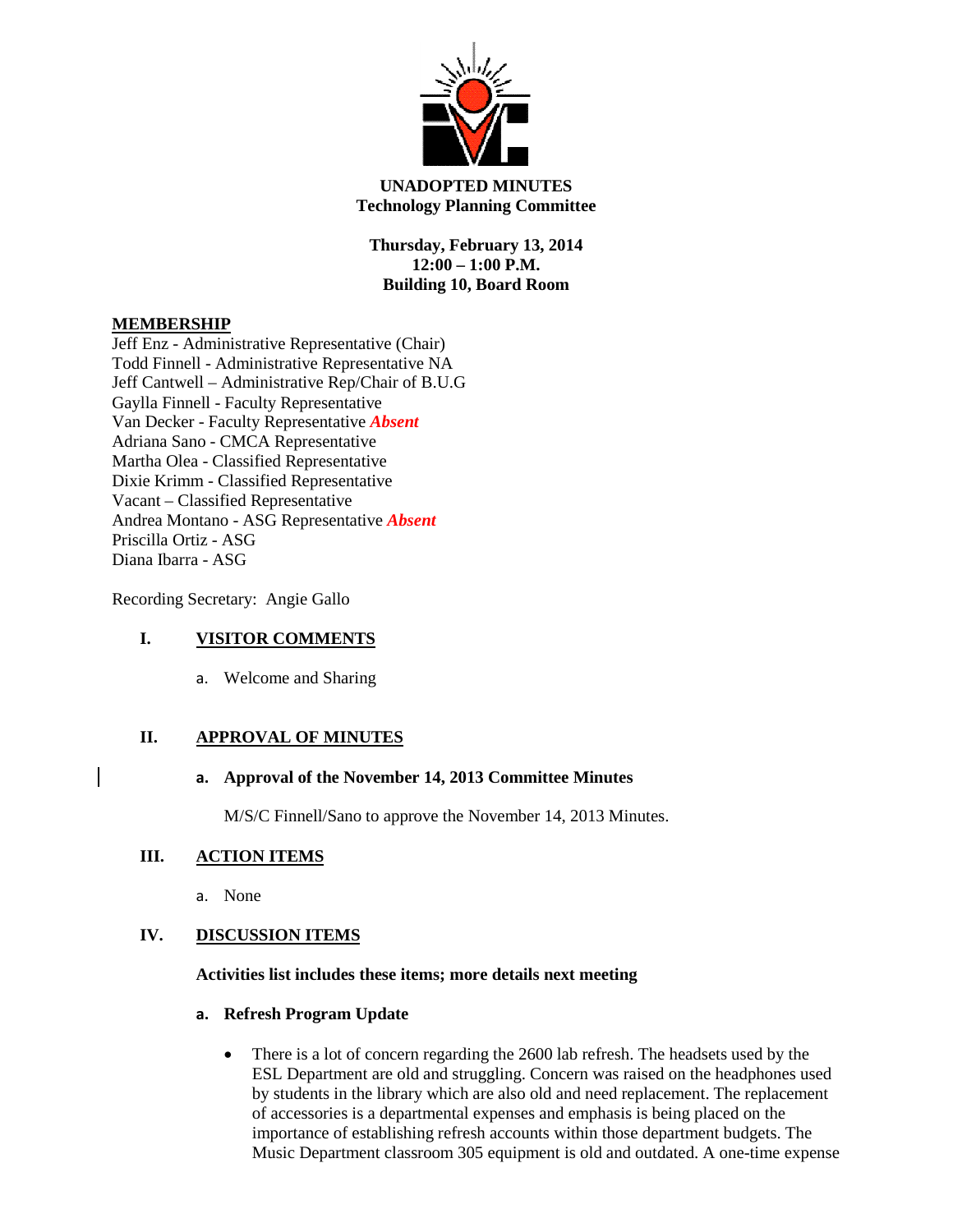**UNADOPTED MINUTES**
**Technology Planning Committee**

**Thursday, February 13, 2014**
**12:00 – 1:00 P.M.**
**Building 10, Board Room**

**MEMBERSHIP**

Jeff Enz - Administrative Representative (Chair)
Todd Finnell - Administrative Representative NA
Jeff Cantwell – Administrative Rep/Chair of B.U.G
Gaylla Finnell - Faculty Representative
Van Decker - Faculty Representative ***Absent***
Adriana Sano - CMCA Representative
Martha Olea - Classified Representative
Dixie Krimm - Classified Representative
Vacant – Classified Representative
Andrea Montano - ASG Representative ***Absent***
Priscilla Ortiz - ASG
Diana Ibarra - ASG

Recording Secretary: Angie Gallo

## I. VISITOR COMMENTS

a. Welcome and Sharing

## II. APPROVAL OF MINUTES

**a. Approval of the November 14, 2013 Committee Minutes**

M/S/C Finnell/Sano to approve the November 14, 2013 Minutes.

## III. ACTION ITEMS

a. None

## IV. DISCUSSION ITEMS

**Activities list includes these items; more details next meeting**

**a. Refresh Program Update**

- There is a lot of concern regarding the 2600 lab refresh. The headsets used by the ESL Department are old and struggling. Concern was raised on the headphones used by students in the library which are also old and need replacement. The replacement of accessories is a departmental expenses and emphasis is being placed on the importance of establishing refresh accounts within those department budgets. The Music Department classroom 305 equipment is old and outdated. A one-time expense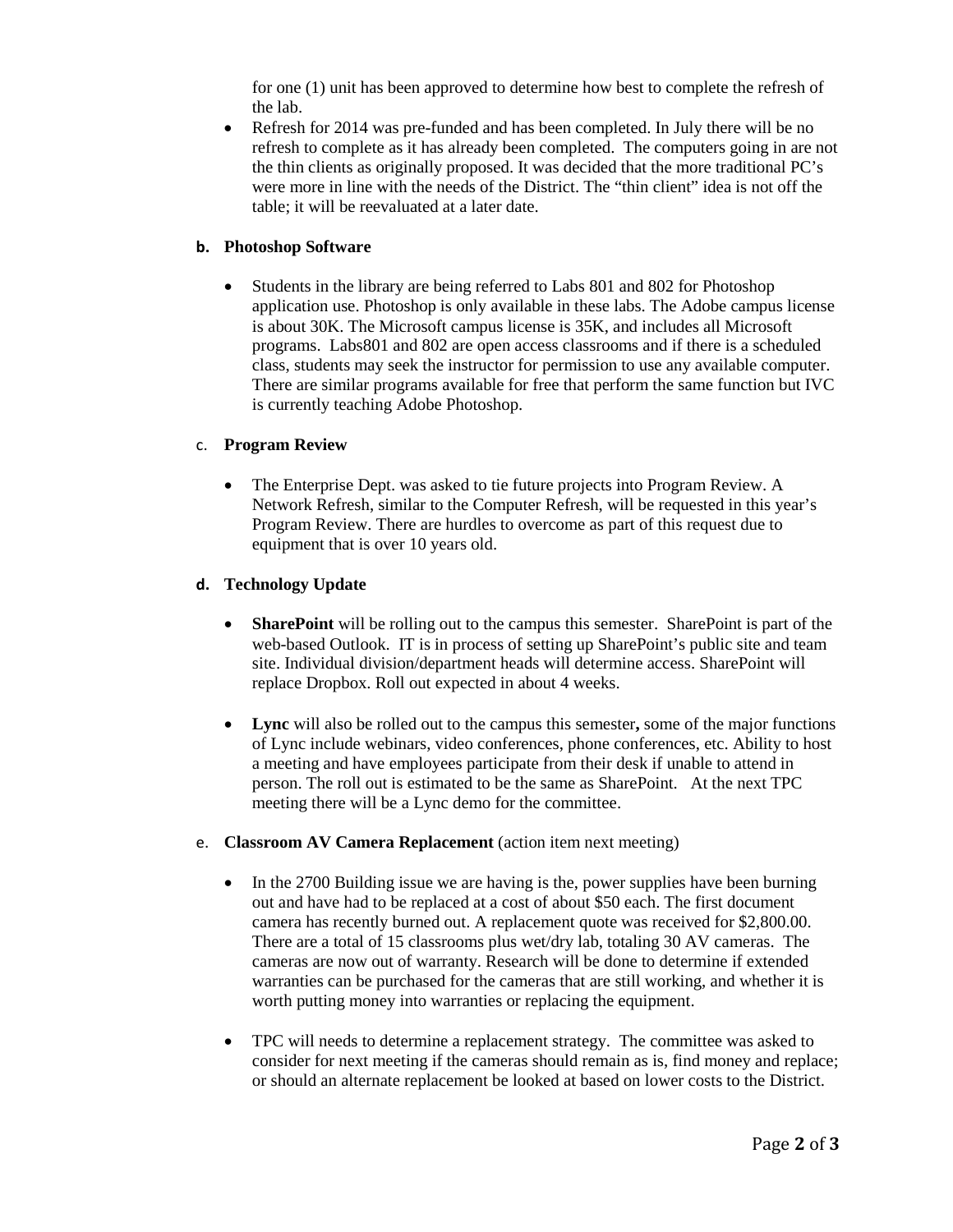for one (1) unit has been approved to determine how best to complete the refresh of the lab.

- Refresh for 2014 was pre-funded and has been completed. In July there will be no refresh to complete as it has already been completed. The computers going in are not the thin clients as originally proposed. It was decided that the more traditional PC's were more in line with the needs of the District. The "thin client" idea is not off the table; it will be reevaluated at a later date.

**b. Photoshop Software**

- Students in the library are being referred to Labs 801 and 802 for Photoshop application use. Photoshop is only available in these labs. The Adobe campus license is about 30K. The Microsoft campus license is 35K, and includes all Microsoft programs. Labs801 and 802 are open access classrooms and if there is a scheduled class, students may seek the instructor for permission to use any available computer. There are similar programs available for free that perform the same function but IVC is currently teaching Adobe Photoshop.

**c. Program Review**

- The Enterprise Dept. was asked to tie future projects into Program Review. A Network Refresh, similar to the Computer Refresh, will be requested in this year's Program Review. There are hurdles to overcome as part of this request due to equipment that is over 10 years old.

**d. Technology Update**

- **SharePoint** will be rolling out to the campus this semester. SharePoint is part of the web-based Outlook. IT is in process of setting up SharePoint's public site and team site. Individual division/department heads will determine access. SharePoint will replace Dropbox. Roll out expected in about 4 weeks.

- **Lync** will also be rolled out to the campus this semester**,** some of the major functions of Lync include webinars, video conferences, phone conferences, etc. Ability to host a meeting and have employees participate from their desk if unable to attend in person. The roll out is estimated to be the same as SharePoint. At the next TPC meeting there will be a Lync demo for the committee.

**e. Classroom AV Camera Replacement** (action item next meeting)

- In the 2700 Building issue we are having is the, power supplies have been burning out and have had to be replaced at a cost of about $50 each. The first document camera has recently burned out. A replacement quote was received for $2,800.00. There are a total of 15 classrooms plus wet/dry lab, totaling 30 AV cameras. The cameras are now out of warranty. Research will be done to determine if extended warranties can be purchased for the cameras that are still working, and whether it is worth putting money into warranties or replacing the equipment.

- TPC will needs to determine a replacement strategy. The committee was asked to consider for next meeting if the cameras should remain as is, find money and replace; or should an alternate replacement be looked at based on lower costs to the District.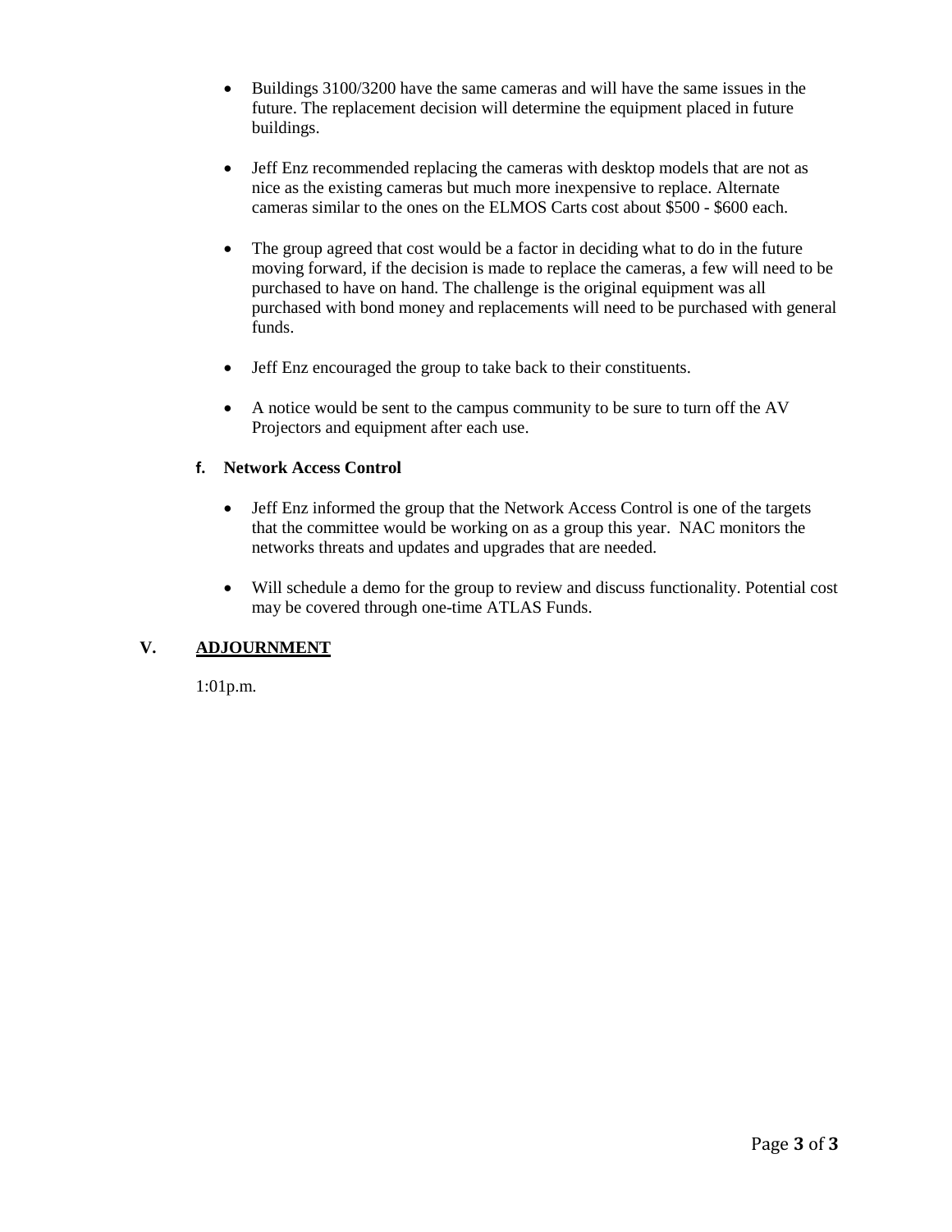- Buildings 3100/3200 have the same cameras and will have the same issues in the future. The replacement decision will determine the equipment placed in future buildings.

- Jeff Enz recommended replacing the cameras with desktop models that are not as nice as the existing cameras but much more inexpensive to replace. Alternate cameras similar to the ones on the ELMOS Carts cost about $500 - $600 each.

- The group agreed that cost would be a factor in deciding what to do in the future moving forward, if the decision is made to replace the cameras, a few will need to be purchased to have on hand. The challenge is the original equipment was all purchased with bond money and replacements will need to be purchased with general funds.

- Jeff Enz encouraged the group to take back to their constituents.

- A notice would be sent to the campus community to be sure to turn off the AV Projectors and equipment after each use.

**f. Network Access Control**

- Jeff Enz informed the group that the Network Access Control is one of the targets that the committee would be working on as a group this year. NAC monitors the networks threats and updates and upgrades that are needed.

- Will schedule a demo for the group to review and discuss functionality. Potential cost may be covered through one-time ATLAS Funds.

## V. ADJOURNMENT

1:01p.m.